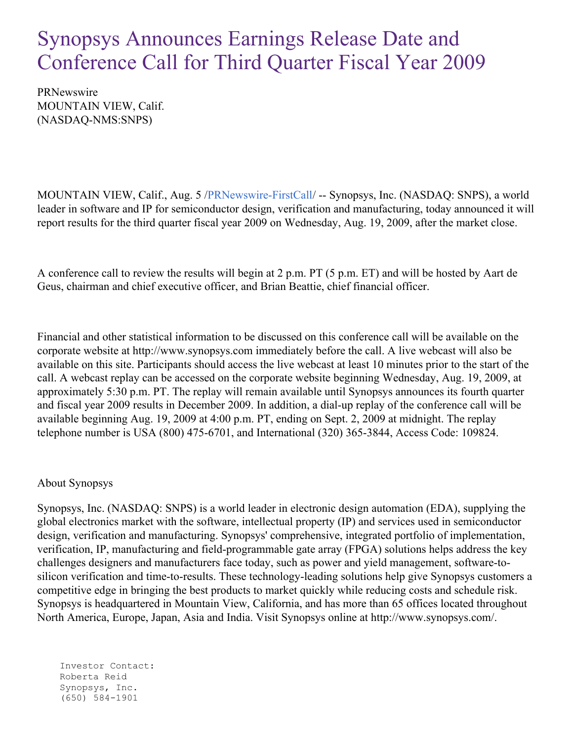# Synopsys Announces Earnings Release Date and Conference Call for Third Quarter Fiscal Year 2009

PRNewswire
MOUNTAIN VIEW, Calif.
(NASDAQ-NMS:SNPS)

MOUNTAIN VIEW, Calif., Aug. 5 /PRNewswire-FirstCall/ -- Synopsys, Inc. (NASDAQ: SNPS), a world leader in software and IP for semiconductor design, verification and manufacturing, today announced it will report results for the third quarter fiscal year 2009 on Wednesday, Aug. 19, 2009, after the market close.

A conference call to review the results will begin at 2 p.m. PT (5 p.m. ET) and will be hosted by Aart de Geus, chairman and chief executive officer, and Brian Beattie, chief financial officer.

Financial and other statistical information to be discussed on this conference call will be available on the corporate website at http://www.synopsys.com immediately before the call. A live webcast will also be available on this site. Participants should access the live webcast at least 10 minutes prior to the start of the call. A webcast replay can be accessed on the corporate website beginning Wednesday, Aug. 19, 2009, at approximately 5:30 p.m. PT. The replay will remain available until Synopsys announces its fourth quarter and fiscal year 2009 results in December 2009. In addition, a dial-up replay of the conference call will be available beginning Aug. 19, 2009 at 4:00 p.m. PT, ending on Sept. 2, 2009 at midnight. The replay telephone number is USA (800) 475-6701, and International (320) 365-3844, Access Code: 109824.

About Synopsys

Synopsys, Inc. (NASDAQ: SNPS) is a world leader in electronic design automation (EDA), supplying the global electronics market with the software, intellectual property (IP) and services used in semiconductor design, verification and manufacturing. Synopsys' comprehensive, integrated portfolio of implementation, verification, IP, manufacturing and field-programmable gate array (FPGA) solutions helps address the key challenges designers and manufacturers face today, such as power and yield management, software-to-silicon verification and time-to-results. These technology-leading solutions help give Synopsys customers a competitive edge in bringing the best products to market quickly while reducing costs and schedule risk. Synopsys is headquartered in Mountain View, California, and has more than 65 offices located throughout North America, Europe, Japan, Asia and India. Visit Synopsys online at http://www.synopsys.com/.

```
Investor Contact:
Roberta Reid
Synopsys, Inc.
(650) 584-1901
```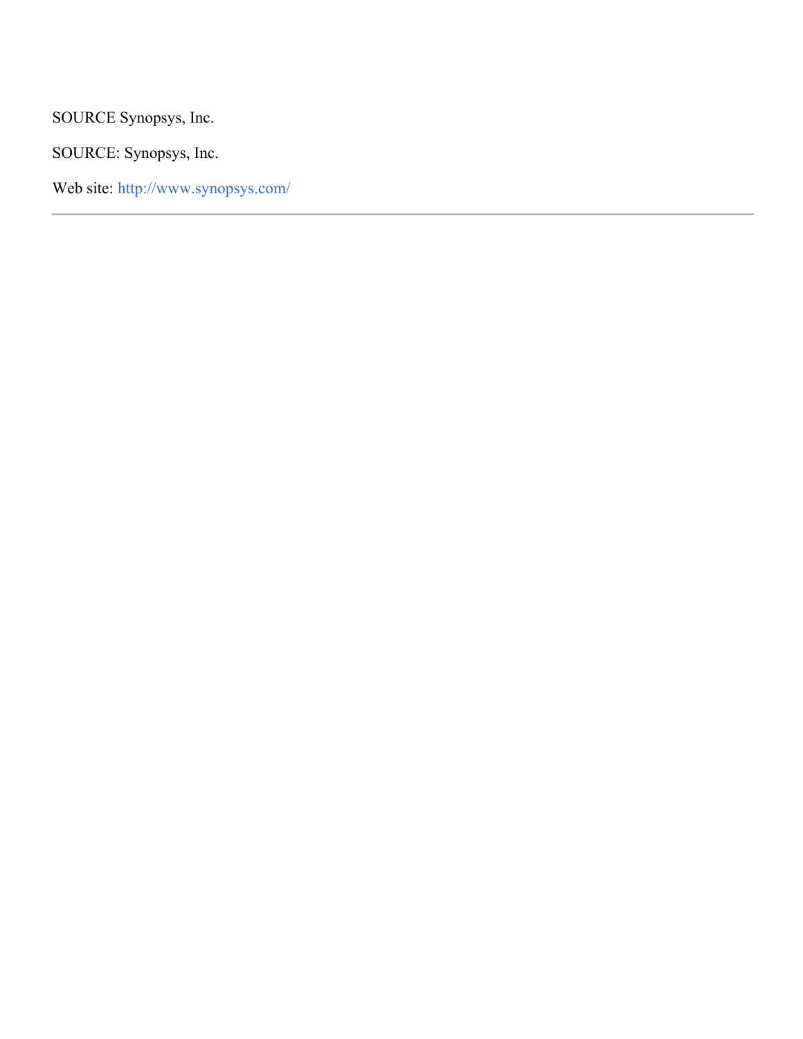SOURCE Synopsys, Inc.

SOURCE: Synopsys, Inc.

Web site: http://www.synopsys.com/

---